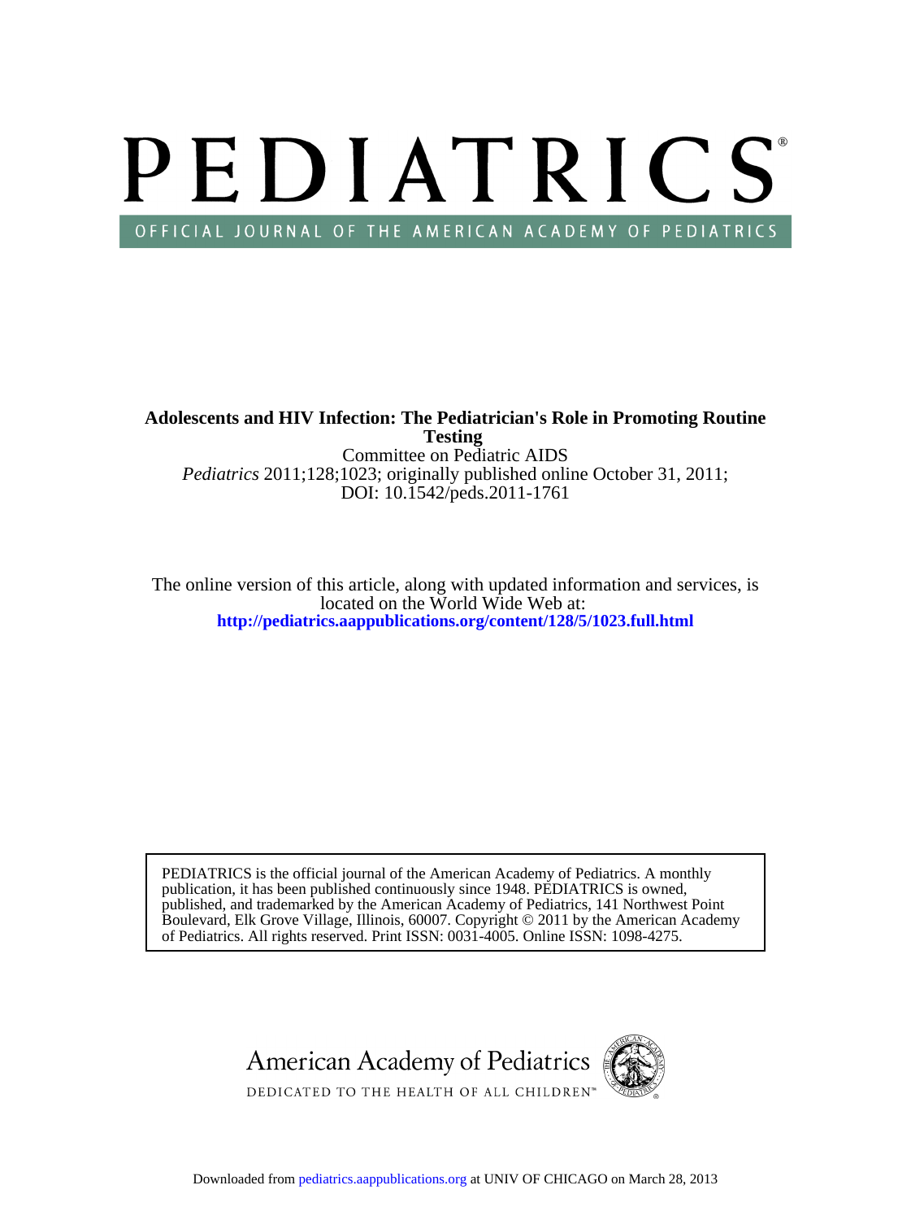# PEDIATRICS®

OFFICIAL JOURNAL OF THE AMERICAN ACADEMY OF PEDIATRICS

**Adolescents and HIV Infection: The Pediatrician's Role in Promoting Routine Testing**

Committee on Pediatric AIDS

*Pediatrics* 2011;128;1023; originally published online October 31, 2011;

DOI: 10.1542/peds.2011-1761

The online version of this article, along with updated information and services, is located on the World Wide Web at:

**http://pediatrics.aappublications.org/content/128/5/1023.full.html**

PEDIATRICS is the official journal of the American Academy of Pediatrics. A monthly publication, it has been published continuously since 1948. PEDIATRICS is owned, published, and trademarked by the American Academy of Pediatrics, 141 Northwest Point Boulevard, Elk Grove Village, Illinois, 60007. Copyright © 2011 by the American Academy of Pediatrics. All rights reserved. Print ISSN: 0031-4005. Online ISSN: 1098-4275.

American Academy of Pediatrics

DEDICATED TO THE HEALTH OF ALL CHILDREN™

Downloaded from pediatrics.aappublications.org at UNIV OF CHICAGO on March 28, 2013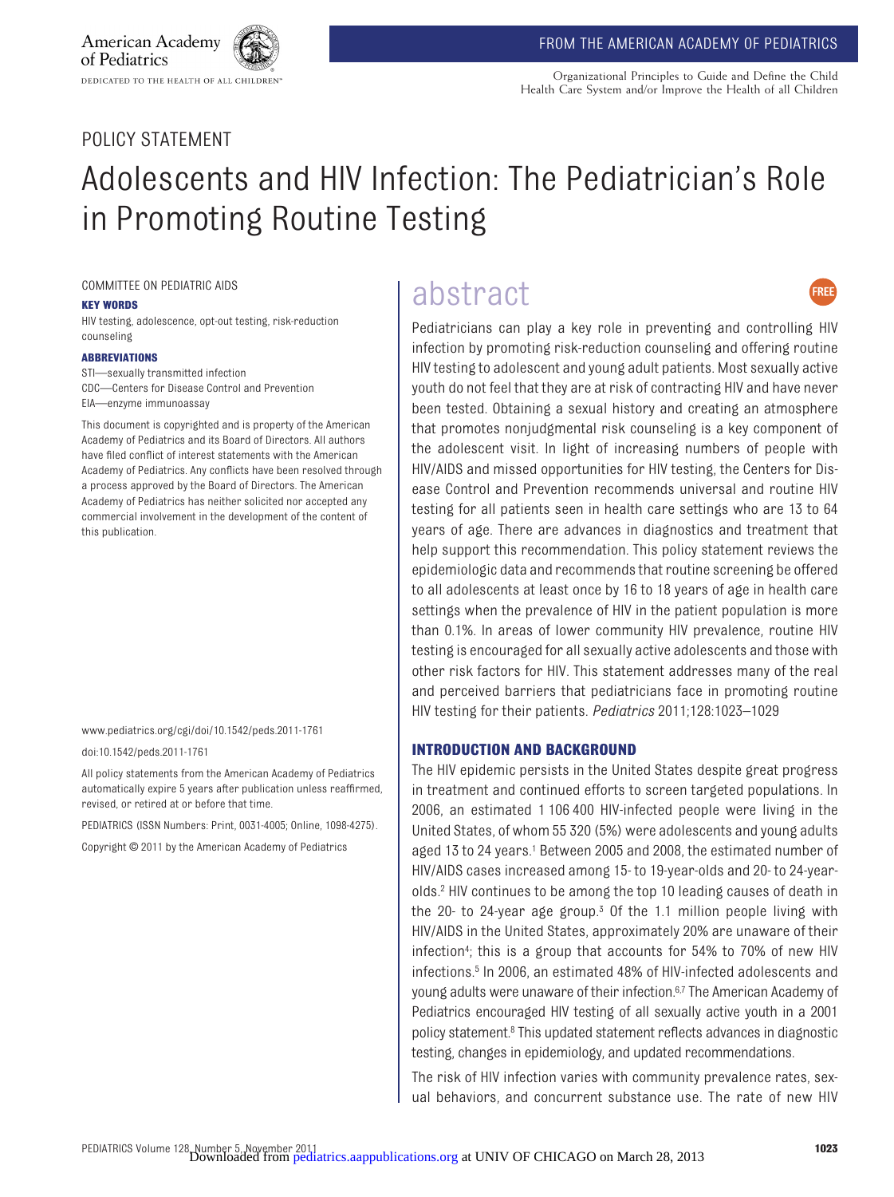POLICY STATEMENT

# Adolescents and HIV Infection: The Pediatrician's Role in Promoting Routine Testing

COMMITTEE ON PEDIATRIC AIDS

**KEY WORDS**

HIV testing, adolescence, opt-out testing, risk-reduction counseling

**ABBREVIATIONS**

STI—sexually transmitted infection
CDC—Centers for Disease Control and Prevention
EIA—enzyme immunoassay

This document is copyrighted and is property of the American Academy of Pediatrics and its Board of Directors. All authors have filed conflict of interest statements with the American Academy of Pediatrics. Any conflicts have been resolved through a process approved by the Board of Directors. The American Academy of Pediatrics has neither solicited nor accepted any commercial involvement in the development of the content of this publication.

www.pediatrics.org/cgi/doi/10.1542/peds.2011-1761

doi:10.1542/peds.2011-1761

All policy statements from the American Academy of Pediatrics automatically expire 5 years after publication unless reaffirmed, revised, or retired at or before that time.

PEDIATRICS (ISSN Numbers: Print, 0031-4005; Online, 1098-4275).

Copyright © 2011 by the American Academy of Pediatrics

## abstract

Pediatricians can play a key role in preventing and controlling HIV infection by promoting risk-reduction counseling and offering routine HIV testing to adolescent and young adult patients. Most sexually active youth do not feel that they are at risk of contracting HIV and have never been tested. Obtaining a sexual history and creating an atmosphere that promotes nonjudgmental risk counseling is a key component of the adolescent visit. In light of increasing numbers of people with HIV/AIDS and missed opportunities for HIV testing, the Centers for Disease Control and Prevention recommends universal and routine HIV testing for all patients seen in health care settings who are 13 to 64 years of age. There are advances in diagnostics and treatment that help support this recommendation. This policy statement reviews the epidemiologic data and recommends that routine screening be offered to all adolescents at least once by 16 to 18 years of age in health care settings when the prevalence of HIV in the patient population is more than 0.1%. In areas of lower community HIV prevalence, routine HIV testing is encouraged for all sexually active adolescents and those with other risk factors for HIV. This statement addresses many of the real and perceived barriers that pediatricians face in promoting routine HIV testing for their patients. *Pediatrics* 2011;128:1023–1029

## INTRODUCTION AND BACKGROUND

The HIV epidemic persists in the United States despite great progress in treatment and continued efforts to screen targeted populations. In 2006, an estimated 1 106 400 HIV-infected people were living in the United States, of whom 55 320 (5%) were adolescents and young adults aged 13 to 24 years.[1] Between 2005 and 2008, the estimated number of HIV/AIDS cases increased among 15- to 19-year-olds and 20- to 24-year-olds.[2] HIV continues to be among the top 10 leading causes of death in the 20- to 24-year age group.[3] Of the 1.1 million people living with HIV/AIDS in the United States, approximately 20% are unaware of their infection[4]; this is a group that accounts for 54% to 70% of new HIV infections.[5] In 2006, an estimated 48% of HIV-infected adolescents and young adults were unaware of their infection.[6,7] The American Academy of Pediatrics encouraged HIV testing of all sexually active youth in a 2001 policy statement.[8] This updated statement reflects advances in diagnostic testing, changes in epidemiology, and updated recommendations.

The risk of HIV infection varies with community prevalence rates, sexual behaviors, and concurrent substance use. The rate of new HIV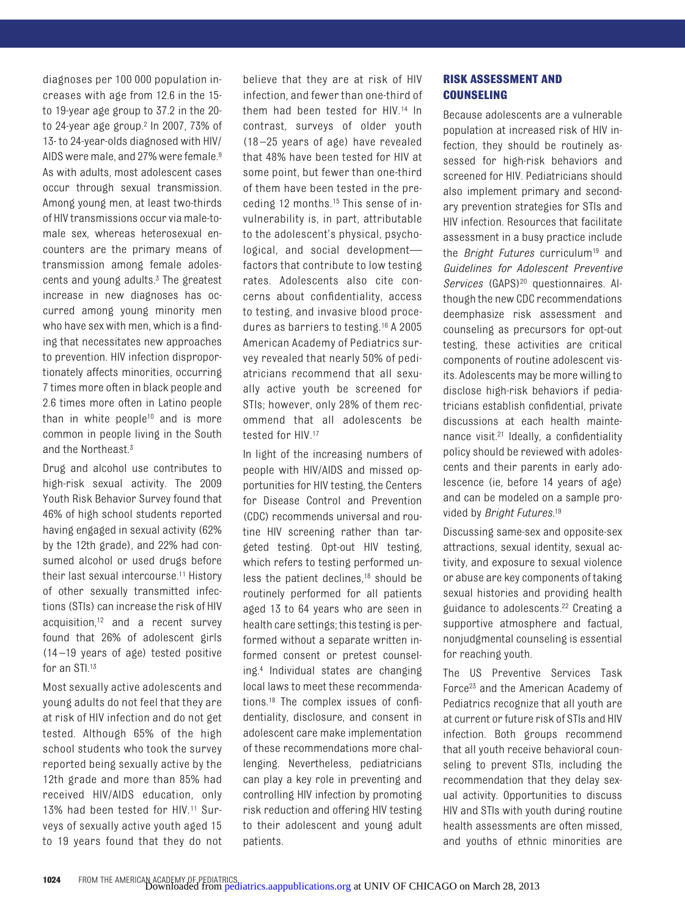diagnoses per 100 000 population increases with age from 12.6 in the 15- to 19-year age group to 37.2 in the 20- to 24-year age group.[2] In 2007, 73% of 13- to 24-year-olds diagnosed with HIV/AIDS were male, and 27% were female.[9] As with adults, most adolescent cases occur through sexual transmission. Among young men, at least two-thirds of HIV transmissions occur via male-to-male sex, whereas heterosexual encounters are the primary means of transmission among female adolescents and young adults.[3] The greatest increase in new diagnoses has occurred among young minority men who have sex with men, which is a finding that necessitates new approaches to prevention. HIV infection disproportionately affects minorities, occurring 7 times more often in black people and 2.6 times more often in Latino people than in white people[10] and is more common in people living in the South and the Northeast.[3]

Drug and alcohol use contributes to high-risk sexual activity. The 2009 Youth Risk Behavior Survey found that 46% of high school students reported having engaged in sexual activity (62% by the 12th grade), and 22% had consumed alcohol or used drugs before their last sexual intercourse.[11] History of other sexually transmitted infections (STIs) can increase the risk of HIV acquisition,[12] and a recent survey found that 26% of adolescent girls (14–19 years of age) tested positive for an STI.[13]

Most sexually active adolescents and young adults do not feel that they are at risk of HIV infection and do not get tested. Although 65% of the high school students who took the survey reported being sexually active by the 12th grade and more than 85% had received HIV/AIDS education, only 13% had been tested for HIV.[11] Surveys of sexually active youth aged 15 to 19 years found that they do not believe that they are at risk of HIV infection, and fewer than one-third of them had been tested for HIV.[14] In contrast, surveys of older youth (18–25 years of age) have revealed that 48% have been tested for HIV at some point, but fewer than one-third of them have been tested in the preceding 12 months.[15] This sense of invulnerability is, in part, attributable to the adolescent's physical, psychological, and social development—factors that contribute to low testing rates. Adolescents also cite concerns about confidentiality, access to testing, and invasive blood procedures as barriers to testing.[16] A 2005 American Academy of Pediatrics survey revealed that nearly 50% of pediatricians recommend that all sexually active youth be screened for STIs; however, only 28% of them recommend that all adolescents be tested for HIV.[17]

In light of the increasing numbers of people with HIV/AIDS and missed opportunities for HIV testing, the Centers for Disease Control and Prevention (CDC) recommends universal and routine HIV screening rather than targeted testing. Opt-out HIV testing, which refers to testing performed unless the patient declines,[18] should be routinely performed for all patients aged 13 to 64 years who are seen in health care settings; this testing is performed without a separate written informed consent or pretest counseling.[4] Individual states are changing local laws to meet these recommendations.[18] The complex issues of confidentiality, disclosure, and consent in adolescent care make implementation of these recommendations more challenging. Nevertheless, pediatricians can play a key role in preventing and controlling HIV infection by promoting risk reduction and offering HIV testing to their adolescent and young adult patients.

## RISK ASSESSMENT AND COUNSELING

Because adolescents are a vulnerable population at increased risk of HIV infection, they should be routinely assessed for high-risk behaviors and screened for HIV. Pediatricians should also implement primary and secondary prevention strategies for STIs and HIV infection. Resources that facilitate assessment in a busy practice include the *Bright Futures* curriculum[19] and *Guidelines for Adolescent Preventive Services* (GAPS)[20] questionnaires. Although the new CDC recommendations deemphasize risk assessment and counseling as precursors for opt-out testing, these activities are critical components of routine adolescent visits. Adolescents may be more willing to disclose high-risk behaviors if pediatricians establish confidential, private discussions at each health maintenance visit.[21] Ideally, a confidentiality policy should be reviewed with adolescents and their parents in early adolescence (ie, before 14 years of age) and can be modeled on a sample provided by *Bright Futures*.[19]

Discussing same-sex and opposite-sex attractions, sexual identity, sexual activity, and exposure to sexual violence or abuse are key components of taking sexual histories and providing health guidance to adolescents.[22] Creating a supportive atmosphere and factual, nonjudgmental counseling is essential for reaching youth.

The US Preventive Services Task Force[23] and the American Academy of Pediatrics recognize that all youth are at current or future risk of STIs and HIV infection. Both groups recommend that all youth receive behavioral counseling to prevent STIs, including the recommendation that they delay sexual activity. Opportunities to discuss HIV and STIs with youth during routine health assessments are often missed, and youths of ethnic minorities are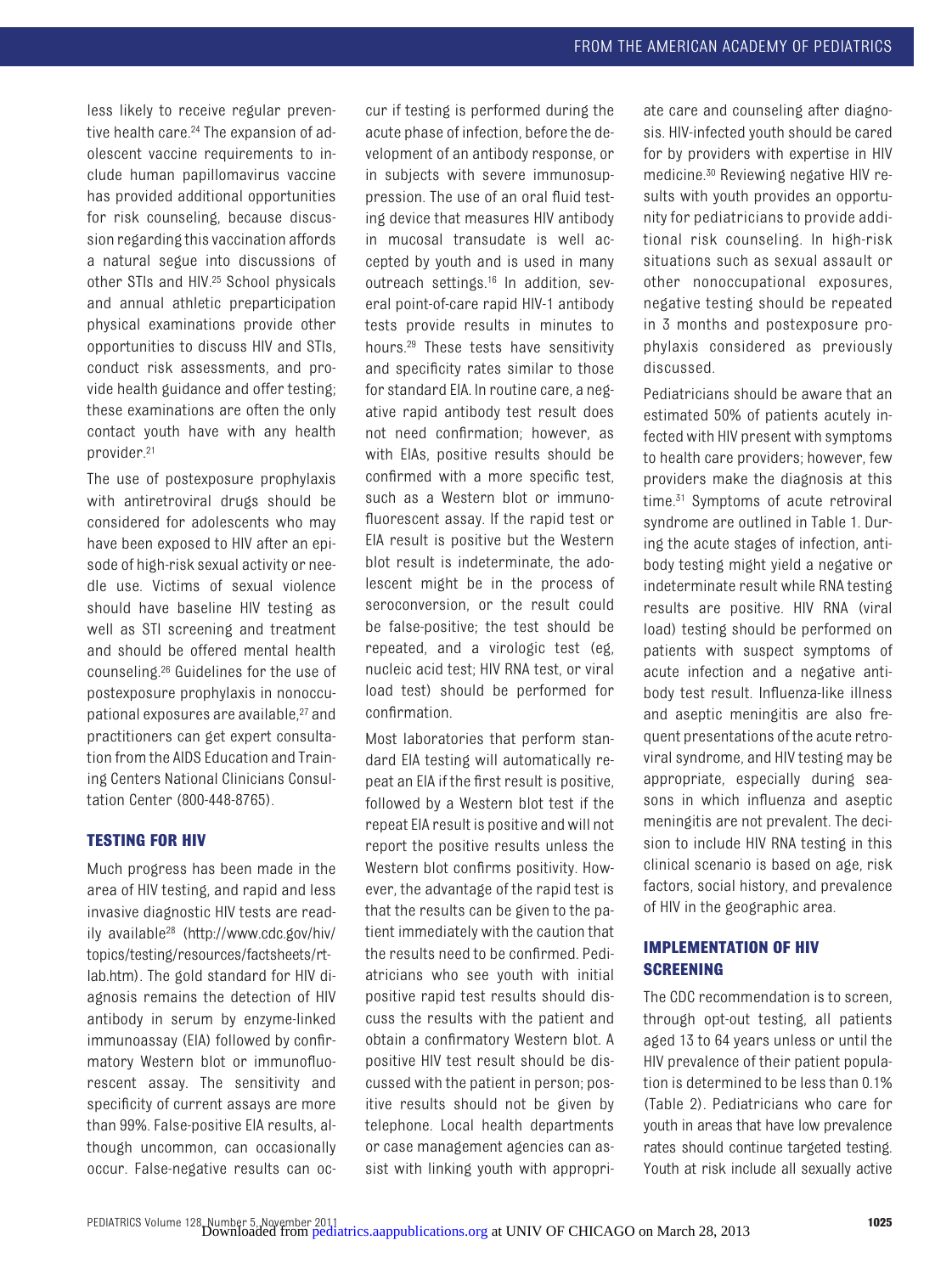less likely to receive regular preventive health care.[24] The expansion of adolescent vaccine requirements to include human papillomavirus vaccine has provided additional opportunities for risk counseling, because discussion regarding this vaccination affords a natural segue into discussions of other STIs and HIV.[25] School physicals and annual athletic preparticipation physical examinations provide other opportunities to discuss HIV and STIs, conduct risk assessments, and provide health guidance and offer testing; these examinations are often the only contact youth have with any health provider.[21]

The use of postexposure prophylaxis with antiretroviral drugs should be considered for adolescents who may have been exposed to HIV after an episode of high-risk sexual activity or needle use. Victims of sexual violence should have baseline HIV testing as well as STI screening and treatment and should be offered mental health counseling.[26] Guidelines for the use of postexposure prophylaxis in nonoccupational exposures are available,[27] and practitioners can get expert consultation from the AIDS Education and Training Centers National Clinicians Consultation Center (800-448-8765).

## TESTING FOR HIV

Much progress has been made in the area of HIV testing, and rapid and less invasive diagnostic HIV tests are readily available[28] (http://www.cdc.gov/hiv/topics/testing/resources/factsheets/rt-lab.htm). The gold standard for HIV diagnosis remains the detection of HIV antibody in serum by enzyme-linked immunoassay (EIA) followed by confirmatory Western blot or immunofluorescent assay. The sensitivity and specificity of current assays are more than 99%. False-positive EIA results, although uncommon, can occasionally occur. False-negative results can occur if testing is performed during the acute phase of infection, before the development of an antibody response, or in subjects with severe immunosuppression. The use of an oral fluid testing device that measures HIV antibody in mucosal transudate is well accepted by youth and is used in many outreach settings.[16] In addition, several point-of-care rapid HIV-1 antibody tests provide results in minutes to hours.[29] These tests have sensitivity and specificity rates similar to those for standard EIA. In routine care, a negative rapid antibody test result does not need confirmation; however, as with EIAs, positive results should be confirmed with a more specific test, such as a Western blot or immunofluorescent assay. If the rapid test or EIA result is positive but the Western blot result is indeterminate, the adolescent might be in the process of seroconversion, or the result could be false-positive; the test should be repeated, and a virologic test (eg, nucleic acid test; HIV RNA test, or viral load test) should be performed for confirmation.

Most laboratories that perform standard EIA testing will automatically repeat an EIA if the first result is positive, followed by a Western blot test if the repeat EIA result is positive and will not report the positive results unless the Western blot confirms positivity. However, the advantage of the rapid test is that the results can be given to the patient immediately with the caution that the results need to be confirmed. Pediatricians who see youth with initial positive rapid test results should discuss the results with the patient and obtain a confirmatory Western blot. A positive HIV test result should be discussed with the patient in person; positive results should not be given by telephone. Local health departments or case management agencies can assist with linking youth with appropriate care and counseling after diagnosis. HIV-infected youth should be cared for by providers with expertise in HIV medicine.[30] Reviewing negative HIV results with youth provides an opportunity for pediatricians to provide additional risk counseling. In high-risk situations such as sexual assault or other nonoccupational exposures, negative testing should be repeated in 3 months and postexposure prophylaxis considered as previously discussed.

Pediatricians should be aware that an estimated 50% of patients acutely infected with HIV present with symptoms to health care providers; however, few providers make the diagnosis at this time.[31] Symptoms of acute retroviral syndrome are outlined in Table 1. During the acute stages of infection, antibody testing might yield a negative or indeterminate result while RNA testing results are positive. HIV RNA (viral load) testing should be performed on patients with suspect symptoms of acute infection and a negative antibody test result. Influenza-like illness and aseptic meningitis are also frequent presentations of the acute retroviral syndrome, and HIV testing may be appropriate, especially during seasons in which influenza and aseptic meningitis are not prevalent. The decision to include HIV RNA testing in this clinical scenario is based on age, risk factors, social history, and prevalence of HIV in the geographic area.

## IMPLEMENTATION OF HIV SCREENING

The CDC recommendation is to screen, through opt-out testing, all patients aged 13 to 64 years unless or until the HIV prevalence of their patient population is determined to be less than 0.1% (Table 2). Pediatricians who care for youth in areas that have low prevalence rates should continue targeted testing. Youth at risk include all sexually active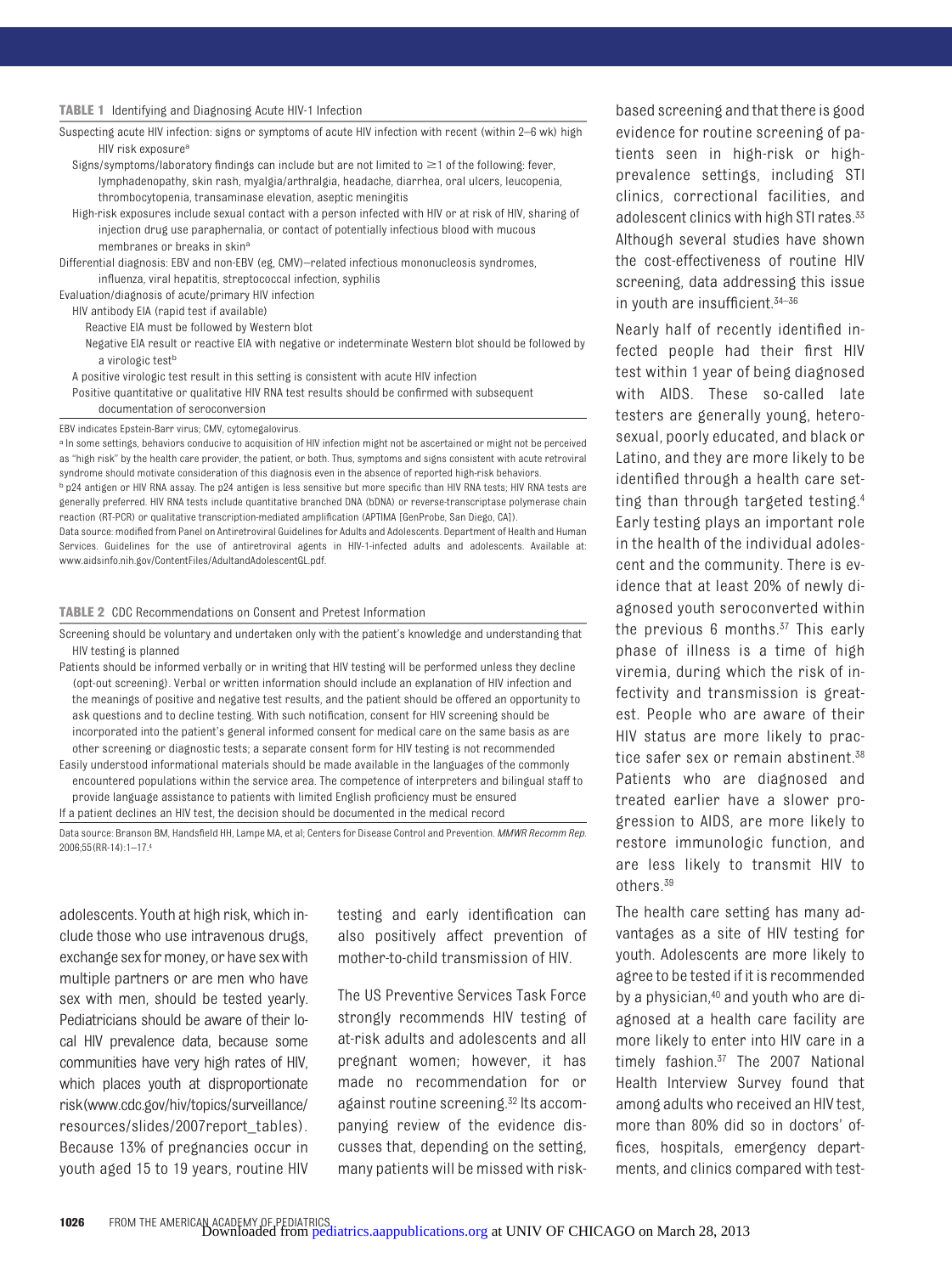**TABLE 1** Identifying and Diagnosing Acute HIV-1 Infection

| |
|---|
| Suspecting acute HIV infection: signs or symptoms of acute HIV infection with recent (within 2–6 wk) high HIV risk exposure[a] |
| Signs/symptoms/laboratory findings can include but are not limited to ≥1 of the following: fever, lymphadenopathy, skin rash, myalgia/arthralgia, headache, diarrhea, oral ulcers, leucopenia, thrombocytopenia, transaminase elevation, aseptic meningitis |
| High-risk exposures include sexual contact with a person infected with HIV or at risk of HIV, sharing of injection drug use paraphernalia, or contact of potentially infectious blood with mucous membranes or breaks in skin[a] |
| Differential diagnosis: EBV and non-EBV (eg, CMV)–related infectious mononucleosis syndromes, influenza, viral hepatitis, streptococcal infection, syphilis |
| Evaluation/diagnosis of acute/primary HIV infection |
| HIV antibody EIA (rapid test if available) |
| Reactive EIA must be followed by Western blot |
| Negative EIA result or reactive EIA with negative or indeterminate Western blot should be followed by a virologic test[b] |
| A positive virologic test result in this setting is consistent with acute HIV infection |
| Positive quantitative or qualitative HIV RNA test results should be confirmed with subsequent documentation of seroconversion |

EBV indicates Epstein-Barr virus; CMV, cytomegalovirus.

[a] In some settings, behaviors conducive to acquisition of HIV infection might not be ascertained or might not be perceived as "high risk" by the health care provider, the patient, or both. Thus, symptoms and signs consistent with acute retroviral syndrome should motivate consideration of this diagnosis even in the absence of reported high-risk behaviors.

[b] p24 antigen or HIV RNA assay. The p24 antigen is less sensitive but more specific than HIV RNA tests; HIV RNA tests are generally preferred. HIV RNA tests include quantitative branched DNA (bDNA) or reverse-transcriptase polymerase chain reaction (RT-PCR) or qualitative transcription-mediated amplification (APTIMA [GenProbe, San Diego, CA]).

Data source: modified from Panel on Antiretroviral Guidelines for Adults and Adolescents. Department of Health and Human Services. Guidelines for the use of antiretroviral agents in HIV-1-infected adults and adolescents. Available at: www.aidsinfo.nih.gov/ContentFiles/AdultandAdolescentGL.pdf.

**TABLE 2** CDC Recommendations on Consent and Pretest Information

| |
|---|
| Screening should be voluntary and undertaken only with the patient's knowledge and understanding that HIV testing is planned |
| Patients should be informed verbally or in writing that HIV testing will be performed unless they decline (opt-out screening). Verbal or written information should include an explanation of HIV infection and the meanings of positive and negative test results, and the patient should be offered an opportunity to ask questions and to decline testing. With such notification, consent for HIV screening should be incorporated into the patient's general informed consent for medical care on the same basis as are other screening or diagnostic tests; a separate consent form for HIV testing is not recommended |
| Easily understood informational materials should be made available in the languages of the commonly encountered populations within the service area. The competence of interpreters and bilingual staff to provide language assistance to patients with limited English proficiency must be ensured |
| If a patient declines an HIV test, the decision should be documented in the medical record |

Data source: Branson BM, Handsfield HH, Lampe MA, et al; Centers for Disease Control and Prevention. *MMWR Recomm Rep*. 2006;55(RR-14):1–17.[4]

adolescents. Youth at high risk, which include those who use intravenous drugs, exchange sex for money, or have sex with multiple partners or are men who have sex with men, should be tested yearly. Pediatricians should be aware of their local HIV prevalence data, because some communities have very high rates of HIV, which places youth at disproportionate risk (www.cdc.gov/hiv/topics/surveillance/resources/slides/2007report_tables). Because 13% of pregnancies occur in youth aged 15 to 19 years, routine HIV testing and early identification can also positively affect prevention of mother-to-child transmission of HIV.

The US Preventive Services Task Force strongly recommends HIV testing of at-risk adults and adolescents and all pregnant women; however, it has made no recommendation for or against routine screening.[32] Its accompanying review of the evidence discusses that, depending on the setting, many patients will be missed with risk-based screening and that there is good evidence for routine screening of patients seen in high-risk or high-prevalence settings, including STI clinics, correctional facilities, and adolescent clinics with high STI rates.[33] Although several studies have shown the cost-effectiveness of routine HIV screening, data addressing this issue in youth are insufficient.[34–36]

Nearly half of recently identified infected people had their first HIV test within 1 year of being diagnosed with AIDS. These so-called late testers are generally young, heterosexual, poorly educated, and black or Latino, and they are more likely to be identified through a health care setting than through targeted testing.[4] Early testing plays an important role in the health of the individual adolescent and the community. There is evidence that at least 20% of newly diagnosed youth seroconverted within the previous 6 months.[37] This early phase of illness is a time of high viremia, during which the risk of infectivity and transmission is greatest. People who are aware of their HIV status are more likely to practice safer sex or remain abstinent.[38] Patients who are diagnosed and treated earlier have a slower progression to AIDS, are more likely to restore immunologic function, and are less likely to transmit HIV to others.[39]

The health care setting has many advantages as a site of HIV testing for youth. Adolescents are more likely to agree to be tested if it is recommended by a physician,[40] and youth who are diagnosed at a health care facility are more likely to enter into HIV care in a timely fashion.[37] The 2007 National Health Interview Survey found that among adults who received an HIV test, more than 80% did so in doctors' offices, hospitals, emergency departments, and clinics compared with test-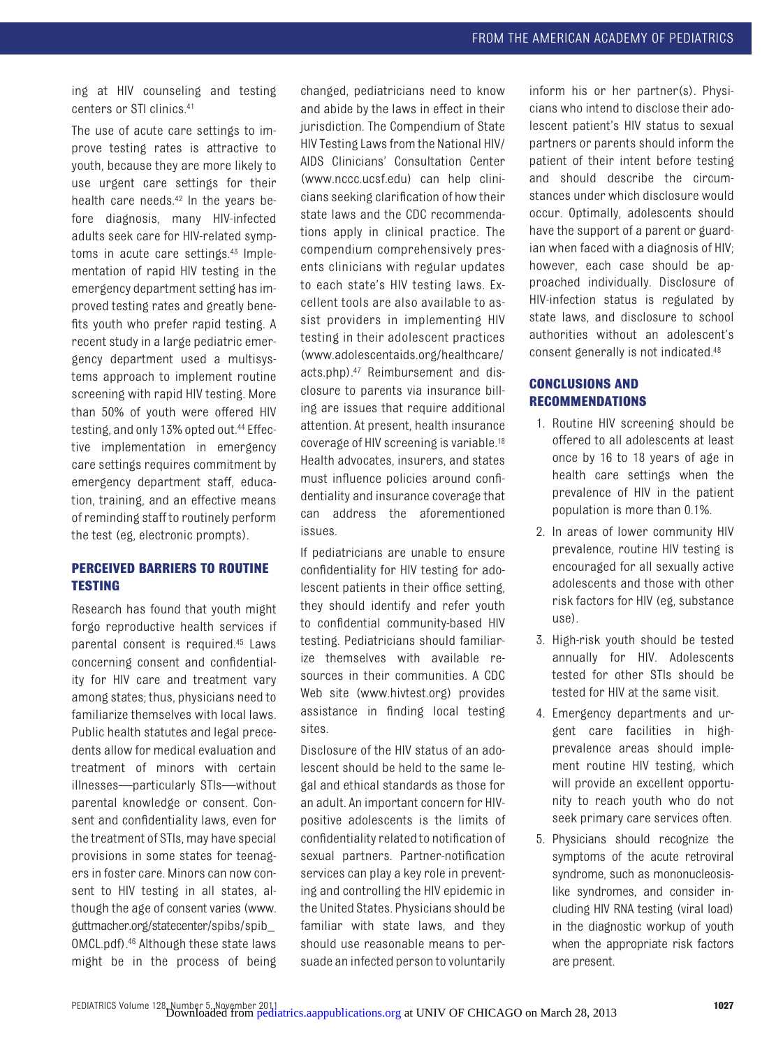ing at HIV counseling and testing centers or STI clinics.[41]

The use of acute care settings to improve testing rates is attractive to youth, because they are more likely to use urgent care settings for their health care needs.[42] In the years before diagnosis, many HIV-infected adults seek care for HIV-related symptoms in acute care settings.[43] Implementation of rapid HIV testing in the emergency department setting has improved testing rates and greatly benefits youth who prefer rapid testing. A recent study in a large pediatric emergency department used a multisystems approach to implement routine screening with rapid HIV testing. More than 50% of youth were offered HIV testing, and only 13% opted out.[44] Effective implementation in emergency care settings requires commitment by emergency department staff, education, training, and an effective means of reminding staff to routinely perform the test (eg, electronic prompts).

## PERCEIVED BARRIERS TO ROUTINE TESTING

Research has found that youth might forgo reproductive health services if parental consent is required.[45] Laws concerning consent and confidentiality for HIV care and treatment vary among states; thus, physicians need to familiarize themselves with local laws. Public health statutes and legal precedents allow for medical evaluation and treatment of minors with certain illnesses—particularly STIs—without parental knowledge or consent. Consent and confidentiality laws, even for the treatment of STIs, may have special provisions in some states for teenagers in foster care. Minors can now consent to HIV testing in all states, although the age of consent varies (www.guttmacher.org/statecenter/spibs/spib_OMCL.pdf).[46] Although these state laws might be in the process of being changed, pediatricians need to know and abide by the laws in effect in their jurisdiction. The Compendium of State HIV Testing Laws from the National HIV/AIDS Clinicians' Consultation Center (www.nccc.ucsf.edu) can help clinicians seeking clarification of how their state laws and the CDC recommendations apply in clinical practice. The compendium comprehensively presents clinicians with regular updates to each state's HIV testing laws. Excellent tools are also available to assist providers in implementing HIV testing in their adolescent practices (www.adolescentaids.org/healthcare/acts.php).[47] Reimbursement and disclosure to parents via insurance billing are issues that require additional attention. At present, health insurance coverage of HIV screening is variable.[18] Health advocates, insurers, and states must influence policies around confidentiality and insurance coverage that can address the aforementioned issues.

If pediatricians are unable to ensure confidentiality for HIV testing for adolescent patients in their office setting, they should identify and refer youth to confidential community-based HIV testing. Pediatricians should familiarize themselves with available resources in their communities. A CDC Web site (www.hivtest.org) provides assistance in finding local testing sites.

Disclosure of the HIV status of an adolescent should be held to the same legal and ethical standards as those for an adult. An important concern for HIV-positive adolescents is the limits of confidentiality related to notification of sexual partners. Partner-notification services can play a key role in preventing and controlling the HIV epidemic in the United States. Physicians should be familiar with state laws, and they should use reasonable means to persuade an infected person to voluntarily inform his or her partner(s). Physicians who intend to disclose their adolescent patient's HIV status to sexual partners or parents should inform the patient of their intent before testing and should describe the circumstances under which disclosure would occur. Optimally, adolescents should have the support of a parent or guardian when faced with a diagnosis of HIV; however, each case should be approached individually. Disclosure of HIV-infection status is regulated by state laws, and disclosure to school authorities without an adolescent's consent generally is not indicated.[48]

## CONCLUSIONS AND RECOMMENDATIONS

1. Routine HIV screening should be offered to all adolescents at least once by 16 to 18 years of age in health care settings when the prevalence of HIV in the patient population is more than 0.1%.
2. In areas of lower community HIV prevalence, routine HIV testing is encouraged for all sexually active adolescents and those with other risk factors for HIV (eg, substance use).
3. High-risk youth should be tested annually for HIV. Adolescents tested for other STIs should be tested for HIV at the same visit.
4. Emergency departments and urgent care facilities in high-prevalence areas should implement routine HIV testing, which will provide an excellent opportunity to reach youth who do not seek primary care services often.
5. Physicians should recognize the symptoms of the acute retroviral syndrome, such as mononucleosis-like syndromes, and consider including HIV RNA testing (viral load) in the diagnostic workup of youth when the appropriate risk factors are present.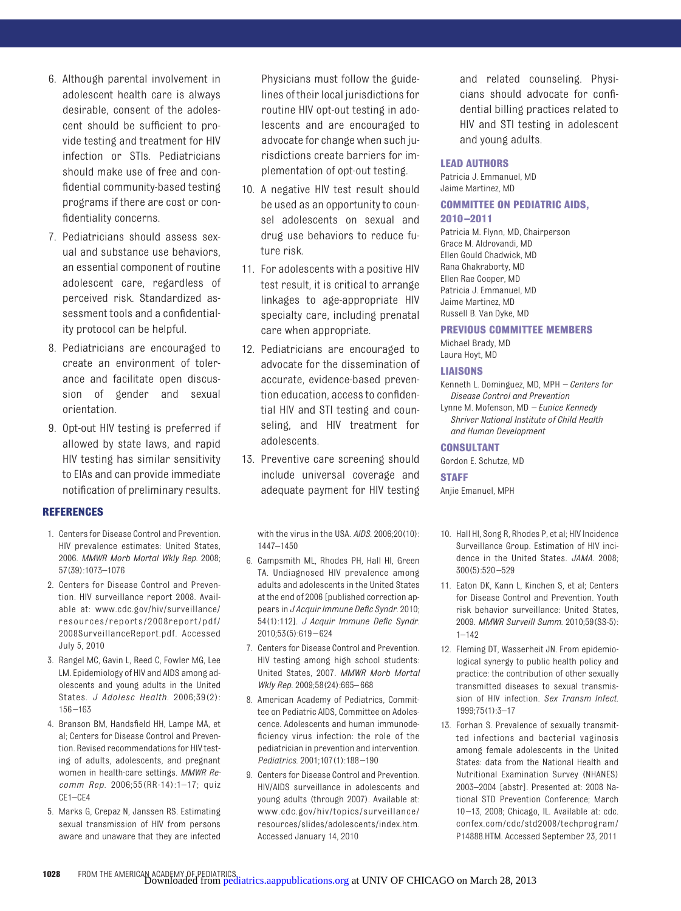6. Although parental involvement in adolescent health care is always desirable, consent of the adolescent should be sufficient to provide testing and treatment for HIV infection or STIs. Pediatricians should make use of free and confidential community-based testing programs if there are cost or confidentiality concerns.
7. Pediatricians should assess sexual and substance use behaviors, an essential component of routine adolescent care, regardless of perceived risk. Standardized assessment tools and a confidentiality protocol can be helpful.
8. Pediatricians are encouraged to create an environment of tolerance and facilitate open discussion of gender and sexual orientation.
9. Opt-out HIV testing is preferred if allowed by state laws, and rapid HIV testing has similar sensitivity to EIAs and can provide immediate notification of preliminary results. Physicians must follow the guidelines of their local jurisdictions for routine HIV opt-out testing in adolescents and are encouraged to advocate for change when such jurisdictions create barriers for implementation of opt-out testing.
10. A negative HIV test result should be used as an opportunity to counsel adolescents on sexual and drug use behaviors to reduce future risk.
11. For adolescents with a positive HIV test result, it is critical to arrange linkages to age-appropriate HIV specialty care, including prenatal care when appropriate.
12. Pediatricians are encouraged to advocate for the dissemination of accurate, evidence-based prevention education, access to confidential HIV and STI testing and counseling, and HIV treatment for adolescents.
13. Preventive care screening should include universal coverage and adequate payment for HIV testing and related counseling. Physicians should advocate for confidential billing practices related to HIV and STI testing in adolescent and young adults.

### LEAD AUTHORS

Patricia J. Emmanuel, MD
Jaime Martinez, MD

### COMMITTEE ON PEDIATRIC AIDS, 2010–2011

Patricia M. Flynn, MD, Chairperson
Grace M. Aldrovandi, MD
Ellen Gould Chadwick, MD
Rana Chakraborty, MD
Ellen Rae Cooper, MD
Patricia J. Emmanuel, MD
Jaime Martinez, MD
Russell B. Van Dyke, MD

### PREVIOUS COMMITTEE MEMBERS

Michael Brady, MD
Laura Hoyt, MD

### LIAISONS

Kenneth L. Dominguez, MD, MPH – *Centers for Disease Control and Prevention*
Lynne M. Mofenson, MD – *Eunice Kennedy Shriver National Institute of Child Health and Human Development*

### CONSULTANT

Gordon E. Schutze, MD

### STAFF

Anjie Emanuel, MPH

## REFERENCES

1. Centers for Disease Control and Prevention. HIV prevalence estimates: United States, 2006. *MMWR Morb Mortal Wkly Rep*. 2008; 57(39):1073–1076
2. Centers for Disease Control and Prevention. HIV surveillance report 2008. Available at: www.cdc.gov/hiv/surveillance/resources/reports/2008report/pdf/2008SurveillanceReport.pdf. Accessed July 5, 2010
3. Rangel MC, Gavin L, Reed C, Fowler MG, Lee LM. Epidemiology of HIV and AIDS among adolescents and young adults in the United States. *J Adolesc Health*. 2006;39(2): 156–163
4. Branson BM, Handsfield HH, Lampe MA, et al; Centers for Disease Control and Prevention. Revised recommendations for HIV testing of adults, adolescents, and pregnant women in health-care settings. *MMWR Recomm Rep*. 2006;55(RR-14):1–17; quiz CE1–CE4
5. Marks G, Crepaz N, Janssen RS. Estimating sexual transmission of HIV from persons aware and unaware that they are infected with the virus in the USA. *AIDS*. 2006;20(10): 1447–1450
6. Campsmith ML, Rhodes PH, Hall HI, Green TA. Undiagnosed HIV prevalence among adults and adolescents in the United States at the end of 2006 [published correction appears in *J Acquir Immune Defic Syndr*. 2010; 54(1):112]. *J Acquir Immune Defic Syndr*. 2010;53(5):619–624
7. Centers for Disease Control and Prevention. HIV testing among high school students: United States, 2007. *MMWR Morb Mortal Wkly Rep*. 2009;58(24):665–668
8. American Academy of Pediatrics, Committee on Pediatric AIDS, Committee on Adolescence. Adolescents and human immunodeficiency virus infection: the role of the pediatrician in prevention and intervention. *Pediatrics*. 2001;107(1):188–190
9. Centers for Disease Control and Prevention. HIV/AIDS surveillance in adolescents and young adults (through 2007). Available at: www.cdc.gov/hiv/topics/surveillance/resources/slides/adolescents/index.htm. Accessed January 14, 2010
10. Hall HI, Song R, Rhodes P, et al; HIV Incidence Surveillance Group. Estimation of HIV incidence in the United States. *JAMA*. 2008; 300(5):520–529
11. Eaton DK, Kann L, Kinchen S, et al; Centers for Disease Control and Prevention. Youth risk behavior surveillance: United States, 2009. *MMWR Surveill Summ*. 2010;59(SS-5): 1–142
12. Fleming DT, Wasserheit JN. From epidemiological synergy to public health policy and practice: the contribution of other sexually transmitted diseases to sexual transmission of HIV infection. *Sex Transm Infect*. 1999;75(1):3–17
13. Forhan S. Prevalence of sexually transmitted infections and bacterial vaginosis among female adolescents in the United States: data from the National Health and Nutritional Examination Survey (NHANES) 2003–2004 [abstr]. Presented at: 2008 National STD Prevention Conference; March 10–13, 2008; Chicago, IL. Available at: cdc.confex.com/cdc/std2008/techprogram/P14888.HTM. Accessed September 23, 2011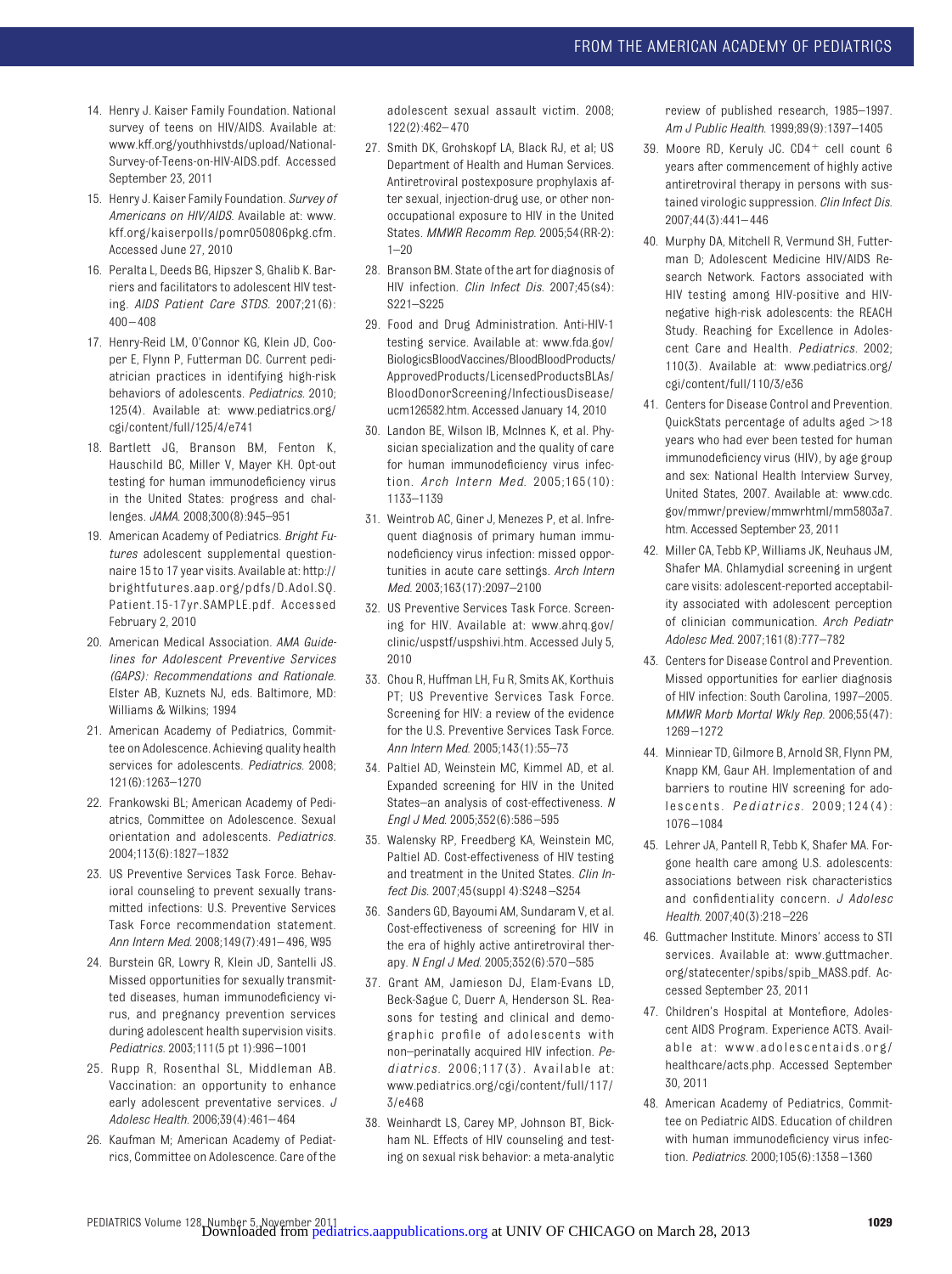14. Henry J. Kaiser Family Foundation. National survey of teens on HIV/AIDS. Available at: www.kff.org/youthhivstds/upload/National-Survey-of-Teens-on-HIV-AIDS.pdf. Accessed September 23, 2011
15. Henry J. Kaiser Family Foundation. *Survey of Americans on HIV/AIDS*. Available at: www.kff.org/kaiserpolls/pomr050806pkg.cfm. Accessed June 27, 2010
16. Peralta L, Deeds BG, Hipszer S, Ghalib K. Barriers and facilitators to adolescent HIV testing. *AIDS Patient Care STDS*. 2007;21(6):400–408
17. Henry-Reid LM, O'Connor KG, Klein JD, Cooper E, Flynn P, Futterman DC. Current pediatrician practices in identifying high-risk behaviors of adolescents. *Pediatrics*. 2010;125(4). Available at: www.pediatrics.org/cgi/content/full/125/4/e741
18. Bartlett JG, Branson BM, Fenton K, Hauschild BC, Miller V, Mayer KH. Opt-out testing for human immunodeficiency virus in the United States: progress and challenges. *JAMA*. 2008;300(8):945–951
19. American Academy of Pediatrics. *Bright Futures* adolescent supplemental questionnaire 15 to 17 year visits. Available at: http://brightfutures.aap.org/pdfs/D.Adol.SQ.Patient.15-17yr.SAMPLE.pdf. Accessed February 2, 2010
20. American Medical Association. *AMA Guidelines for Adolescent Preventive Services (GAPS): Recommendations and Rationale*. Elster AB, Kuznets NJ, eds. Baltimore, MD: Williams & Wilkins; 1994
21. American Academy of Pediatrics, Committee on Adolescence. Achieving quality health services for adolescents. *Pediatrics*. 2008;121(6):1263–1270
22. Frankowski BL; American Academy of Pediatrics, Committee on Adolescence. Sexual orientation and adolescents. *Pediatrics*. 2004;113(6):1827–1832
23. US Preventive Services Task Force. Behavioral counseling to prevent sexually transmitted infections: U.S. Preventive Services Task Force recommendation statement. *Ann Intern Med*. 2008;149(7):491–496, W95
24. Burstein GR, Lowry R, Klein JD, Santelli JS. Missed opportunities for sexually transmitted diseases, human immunodeficiency virus, and pregnancy prevention services during adolescent health supervision visits. *Pediatrics*. 2003;111(5 pt 1):996–1001
25. Rupp R, Rosenthal SL, Middleman AB. Vaccination: an opportunity to enhance early adolescent preventative services. *J Adolesc Health*. 2006;39(4):461–464
26. Kaufman M; American Academy of Pediatrics, Committee on Adolescence. Care of the adolescent sexual assault victim. 2008;122(2):462–470
27. Smith DK, Grohskopf LA, Black RJ, et al; US Department of Health and Human Services. Antiretroviral postexposure prophylaxis after sexual, injection-drug use, or other nonoccupational exposure to HIV in the United States. *MMWR Recomm Rep*. 2005;54(RR-2):1–20
28. Branson BM. State of the art for diagnosis of HIV infection. *Clin Infect Dis*. 2007;45(s4):S221–S225
29. Food and Drug Administration. Anti-HIV-1 testing service. Available at: www.fda.gov/BiologicsBloodVaccines/BloodBloodProducts/ApprovedProducts/LicensedProductsBLAs/BloodDonorScreening/InfectiousDisease/ucm126582.htm. Accessed January 14, 2010
30. Landon BE, Wilson IB, McInnes K, et al. Physician specialization and the quality of care for human immunodeficiency virus infection. *Arch Intern Med*. 2005;165(10):1133–1139
31. Weintrob AC, Giner J, Menezes P, et al. Infrequent diagnosis of primary human immunodeficiency virus infection: missed opportunities in acute care settings. *Arch Intern Med*. 2003;163(17):2097–2100
32. US Preventive Services Task Force. Screening for HIV. Available at: www.ahrq.gov/clinic/uspstf/uspshivi.htm. Accessed July 5, 2010
33. Chou R, Huffman LH, Fu R, Smits AK, Korthuis PT; US Preventive Services Task Force. Screening for HIV: a review of the evidence for the U.S. Preventive Services Task Force. *Ann Intern Med*. 2005;143(1):55–73
34. Paltiel AD, Weinstein MC, Kimmel AD, et al. Expanded screening for HIV in the United States—an analysis of cost-effectiveness. *N Engl J Med*. 2005;352(6):586–595
35. Walensky RP, Freedberg KA, Weinstein MC, Paltiel AD. Cost-effectiveness of HIV testing and treatment in the United States. *Clin Infect Dis*. 2007;45(suppl 4):S248–S254
36. Sanders GD, Bayoumi AM, Sundaram V, et al. Cost-effectiveness of screening for HIV in the era of highly active antiretroviral therapy. *N Engl J Med*. 2005;352(6):570–585
37. Grant AM, Jamieson DJ, Elam-Evans LD, Beck-Sague C, Duerr A, Henderson SL. Reasons for testing and clinical and demographic profile of adolescents with non–perinatally acquired HIV infection. *Pediatrics*. 2006;117(3). Available at: www.pediatrics.org/cgi/content/full/117/3/e468
38. Weinhardt LS, Carey MP, Johnson BT, Bickham NL. Effects of HIV counseling and testing on sexual risk behavior: a meta-analytic review of published research, 1985–1997. *Am J Public Health*. 1999;89(9):1397–1405
39. Moore RD, Keruly JC. CD4+ cell count 6 years after commencement of highly active antiretroviral therapy in persons with sustained virologic suppression. *Clin Infect Dis*. 2007;44(3):441–446
40. Murphy DA, Mitchell R, Vermund SH, Futterman D; Adolescent Medicine HIV/AIDS Research Network. Factors associated with HIV testing among HIV-positive and HIV-negative high-risk adolescents: the REACH Study. Reaching for Excellence in Adolescent Care and Health. *Pediatrics*. 2002;110(3). Available at: www.pediatrics.org/cgi/content/full/110/3/e36
41. Centers for Disease Control and Prevention. QuickStats percentage of adults aged >18 years who had ever been tested for human immunodeficiency virus (HIV), by age group and sex: National Health Interview Survey, United States, 2007. Available at: www.cdc.gov/mmwr/preview/mmwrhtml/mm5803a7.htm. Accessed September 23, 2011
42. Miller CA, Tebb KP, Williams JK, Neuhaus JM, Shafer MA. Chlamydial screening in urgent care visits: adolescent-reported acceptability associated with adolescent perception of clinician communication. *Arch Pediatr Adolesc Med*. 2007;161(8):777–782
43. Centers for Disease Control and Prevention. Missed opportunities for earlier diagnosis of HIV infection: South Carolina, 1997–2005. *MMWR Morb Mortal Wkly Rep*. 2006;55(47):1269–1272
44. Minniear TD, Gilmore B, Arnold SR, Flynn PM, Knapp KM, Gaur AH. Implementation of and barriers to routine HIV screening for adolescents. *Pediatrics*. 2009;124(4):1076–1084
45. Lehrer JA, Pantell R, Tebb K, Shafer MA. Forgone health care among U.S. adolescents: associations between risk characteristics and confidentiality concern. *J Adolesc Health*. 2007;40(3):218–226
46. Guttmacher Institute. Minors' access to STI services. Available at: www.guttmacher.org/statecenter/spibs/spib_MASS.pdf. Accessed September 23, 2011
47. Children's Hospital at Montefiore, Adolescent AIDS Program. Experience ACTS. Available at: www.adolescentaids.org/healthcare/acts.php. Accessed September 30, 2011
48. American Academy of Pediatrics, Committee on Pediatric AIDS. Education of children with human immunodeficiency virus infection. *Pediatrics*. 2000;105(6):1358–1360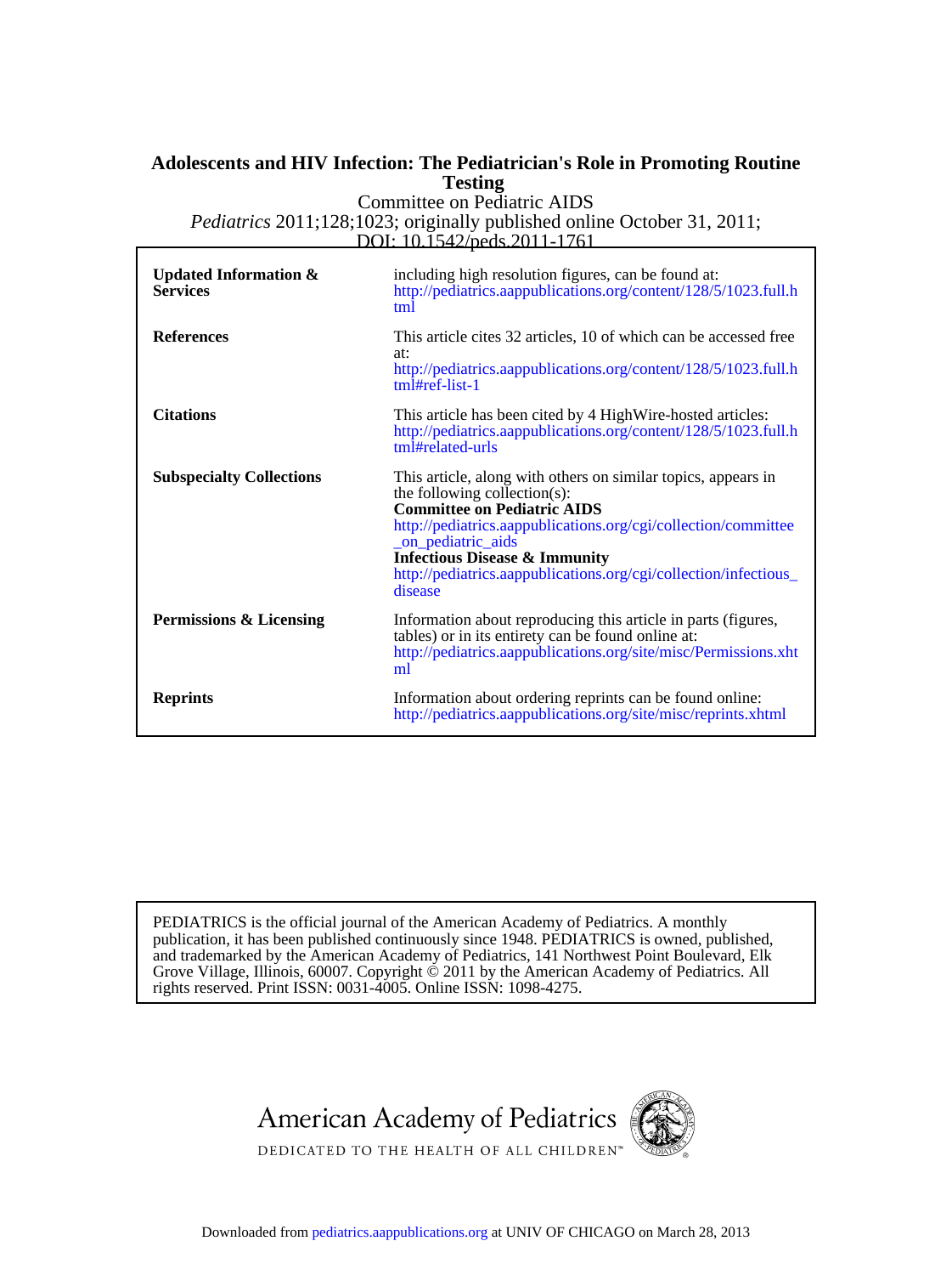# Adolescents and HIV Infection: The Pediatrician's Role in Promoting Routine Testing

Committee on Pediatric AIDS

*Pediatrics* 2011;128;1023; originally published online October 31, 2011;

DOI: 10.1542/peds.2011-1761

| | |
|---|---|
| **Updated Information & Services** | including high resolution figures, can be found at: http://pediatrics.aappublications.org/content/128/5/1023.full.html |
| **References** | This article cites 32 articles, 10 of which can be accessed free at: http://pediatrics.aappublications.org/content/128/5/1023.full.html#ref-list-1 |
| **Citations** | This article has been cited by 4 HighWire-hosted articles: http://pediatrics.aappublications.org/content/128/5/1023.full.html#related-urls |
| **Subspecialty Collections** | This article, along with others on similar topics, appears in the following collection(s): **Committee on Pediatric AIDS** http://pediatrics.aappublications.org/cgi/collection/committee_on_pediatric_aids **Infectious Disease & Immunity** http://pediatrics.aappublications.org/cgi/collection/infectious_disease |
| **Permissions & Licensing** | Information about reproducing this article in parts (figures, tables) or in its entirety can be found online at: http://pediatrics.aappublications.org/site/misc/Permissions.xhtml |
| **Reprints** | Information about ordering reprints can be found online: http://pediatrics.aappublications.org/site/misc/reprints.xhtml |

PEDIATRICS is the official journal of the American Academy of Pediatrics. A monthly publication, it has been published continuously since 1948. PEDIATRICS is owned, published, and trademarked by the American Academy of Pediatrics, 141 Northwest Point Boulevard, Elk Grove Village, Illinois, 60007. Copyright © 2011 by the American Academy of Pediatrics. All rights reserved. Print ISSN: 0031-4005. Online ISSN: 1098-4275.

American Academy of Pediatrics

DEDICATED TO THE HEALTH OF ALL CHILDREN™

Downloaded from pediatrics.aappublications.org at UNIV OF CHICAGO on March 28, 2013